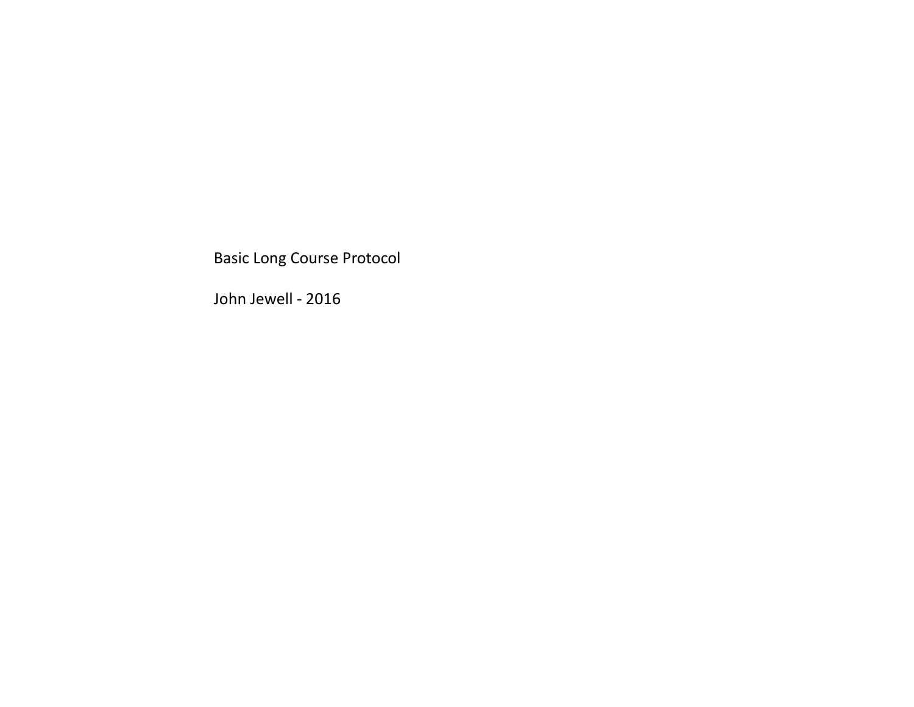# Basic Long Course Protocol

John Jewell - 2016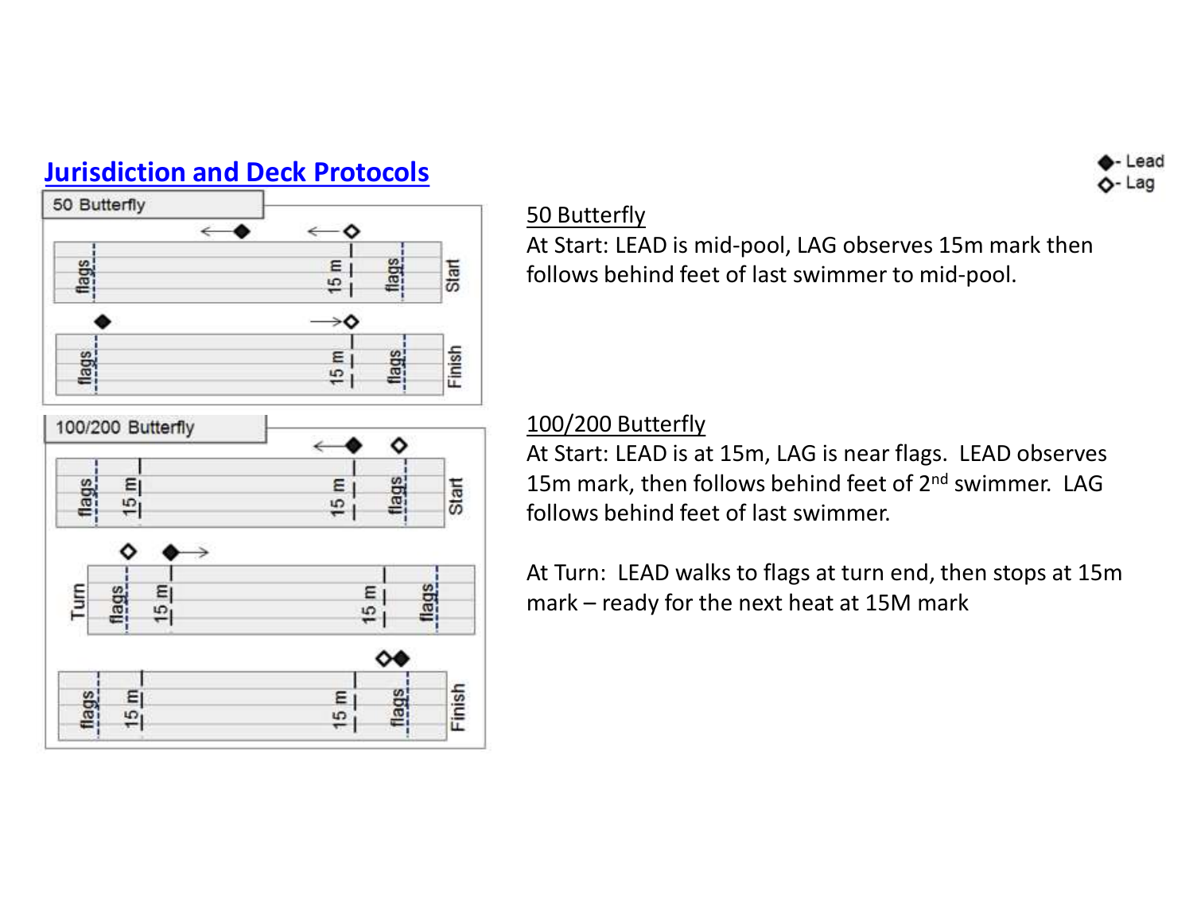## Jurisdiction and Deck Protocols

◆- Lead
◇- Lag

50 Butterfly

At Start: LEAD is mid-pool, LAG observes 15m mark then follows behind feet of last swimmer to mid-pool.

100/200 Butterfly

At Start: LEAD is at 15m, LAG is near flags. LEAD observes 15m mark, then follows behind feet of 2nd swimmer. LAG follows behind feet of last swimmer.

At Turn: LEAD walks to flags at turn end, then stops at 15m mark – ready for the next heat at 15M mark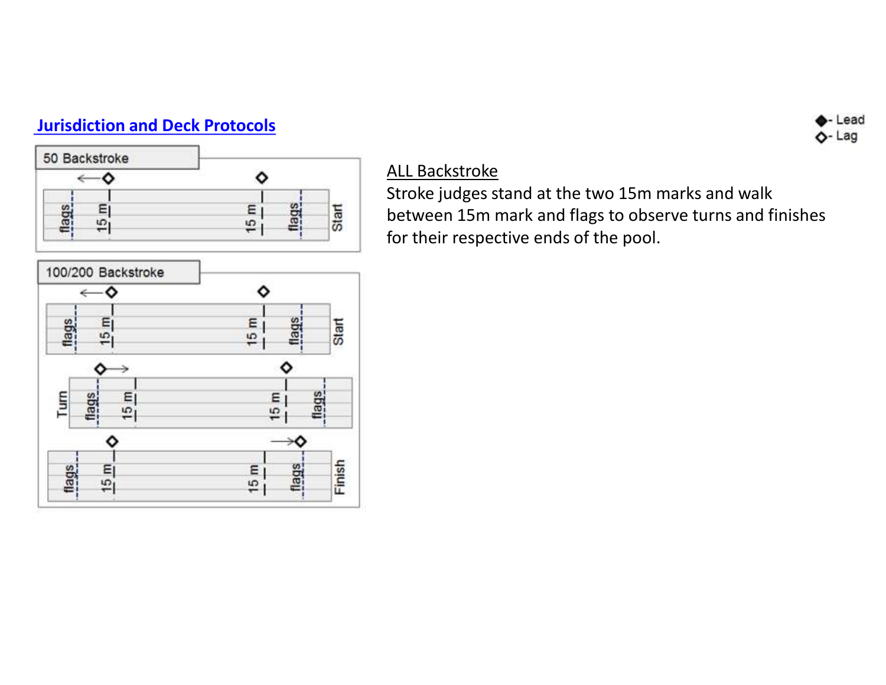## Jurisdiction and Deck Protocols

◆- Lead
◇- Lag

50 Backstroke

flags | 15 m | 15 m | flags | Start

100/200 Backstroke

flags | 15 m | 15 m | flags | Start

Turn | flags | 15 m | 15 m | flags

flags | 15 m | 15 m | flags | Finish

ALL Backstroke

Stroke judges stand at the two 15m marks and walk between 15m mark and flags to observe turns and finishes for their respective ends of the pool.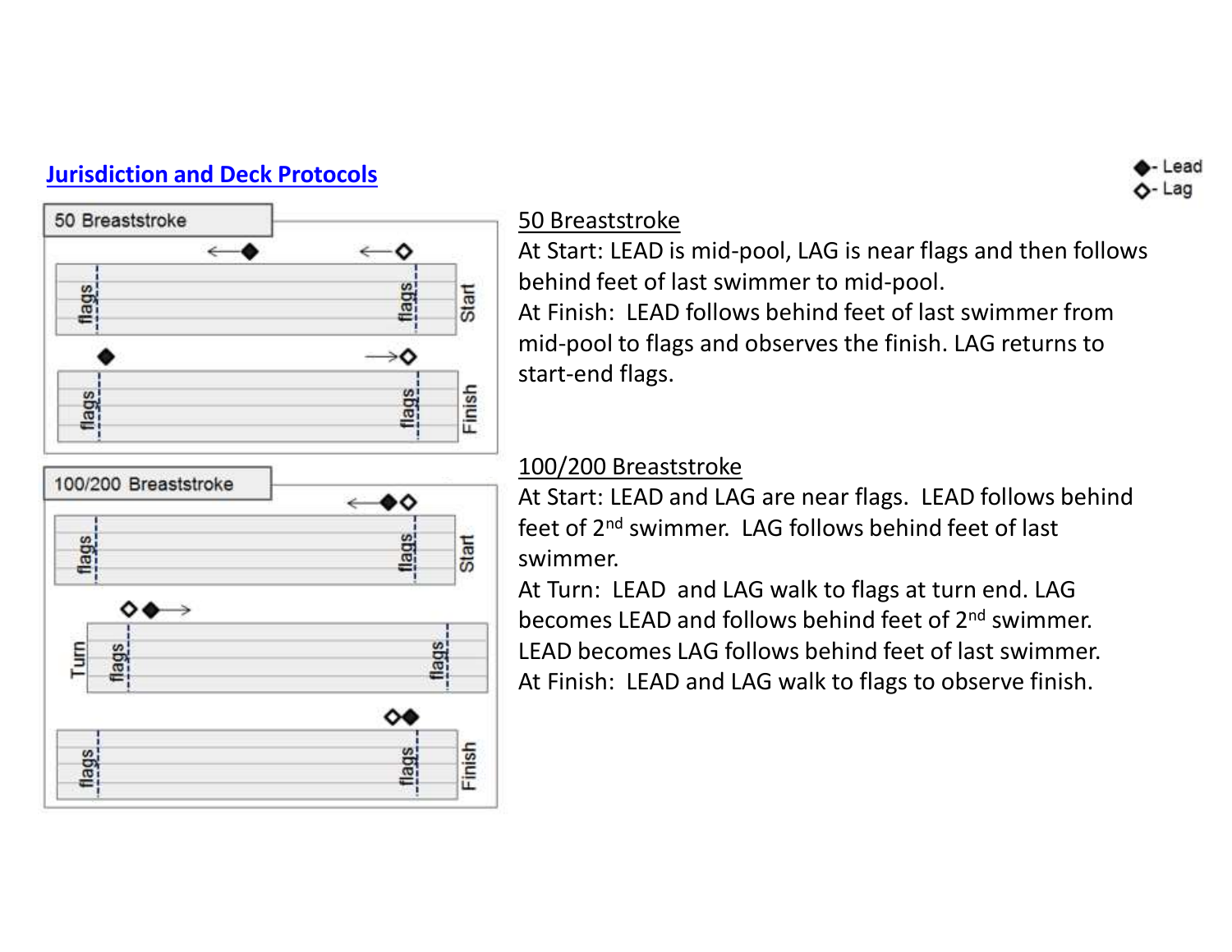## Jurisdiction and Deck Protocols

◆- Lead
◇- Lag

### 50 Breaststroke

At Start: LEAD is mid-pool, LAG is near flags and then follows behind feet of last swimmer to mid-pool.

At Finish: LEAD follows behind feet of last swimmer from mid-pool to flags and observes the finish. LAG returns to start-end flags.

### 100/200 Breaststroke

At Start: LEAD and LAG are near flags. LEAD follows behind feet of 2nd swimmer. LAG follows behind feet of last swimmer.

At Turn: LEAD and LAG walk to flags at turn end. LAG becomes LEAD and follows behind feet of 2nd swimmer. LEAD becomes LAG follows behind feet of last swimmer.

At Finish: LEAD and LAG walk to flags to observe finish.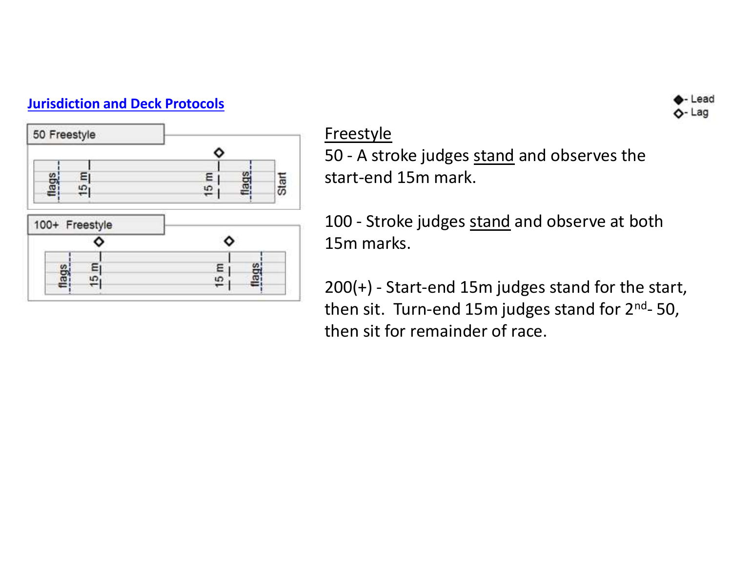## Jurisdiction and Deck Protocols

◆- Lead
◇- Lag

50 Freestyle

flags | 15 m | 15 m | flags | Start

100+ Freestyle

flags | 15 m | 15 m | flags

Freestyle

50 - A stroke judges stand and observes the start-end 15m mark.

100 - Stroke judges stand and observe at both 15m marks.

200(+) - Start-end 15m judges stand for the start, then sit. Turn-end 15m judges stand for 2nd- 50, then sit for remainder of race.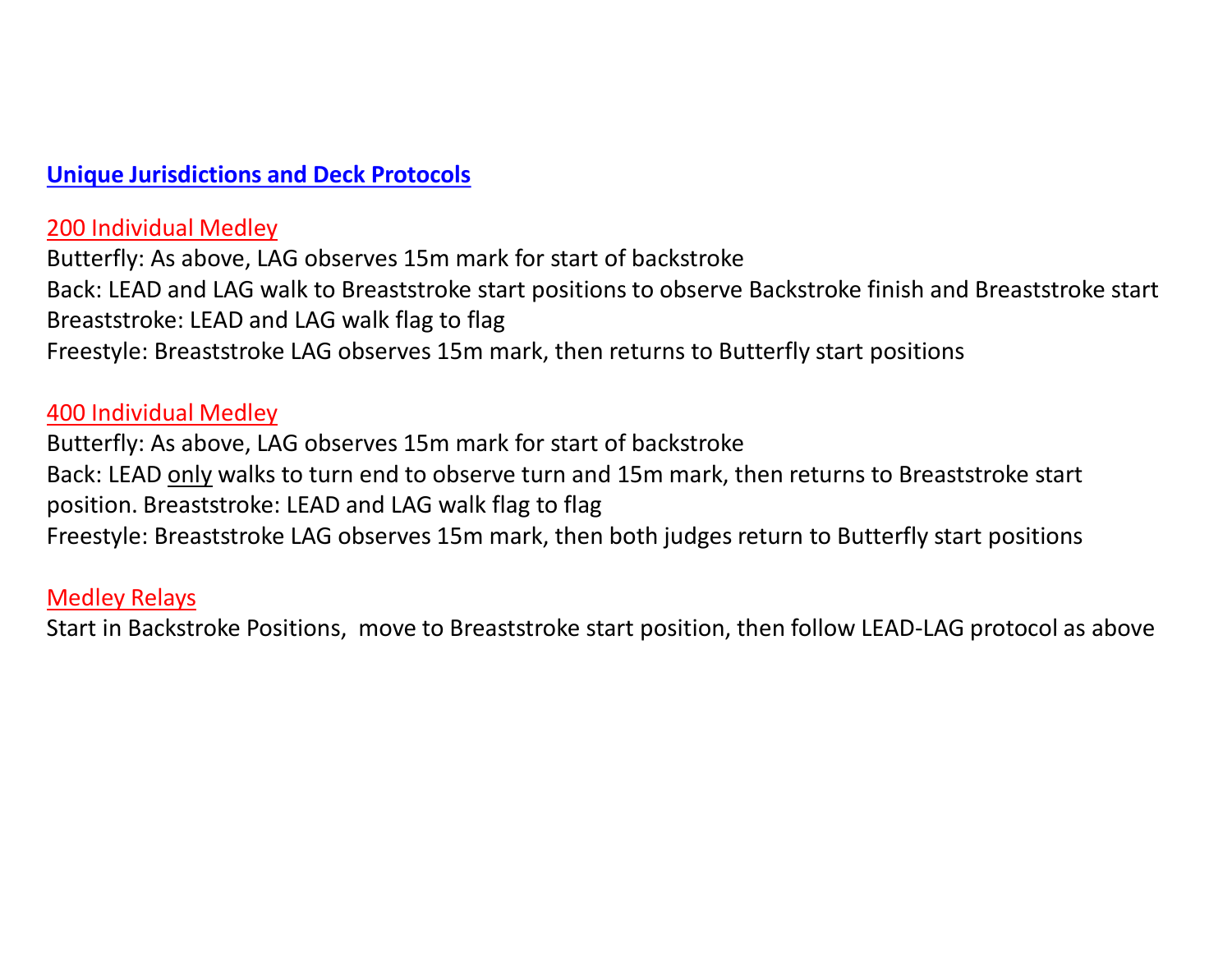## Unique Jurisdictions and Deck Protocols

### 200 Individual Medley

Butterfly: As above, LAG observes 15m mark for start of backstroke
Back: LEAD and LAG walk to Breaststroke start positions to observe Backstroke finish and Breaststroke start
Breaststroke: LEAD and LAG walk flag to flag
Freestyle: Breaststroke LAG observes 15m mark, then returns to Butterfly start positions

### 400 Individual Medley

Butterfly: As above, LAG observes 15m mark for start of backstroke
Back: LEAD only walks to turn end to observe turn and 15m mark, then returns to Breaststroke start position. Breaststroke: LEAD and LAG walk flag to flag
Freestyle: Breaststroke LAG observes 15m mark, then both judges return to Butterfly start positions

### Medley Relays

Start in Backstroke Positions, move to Breaststroke start position, then follow LEAD-LAG protocol as above